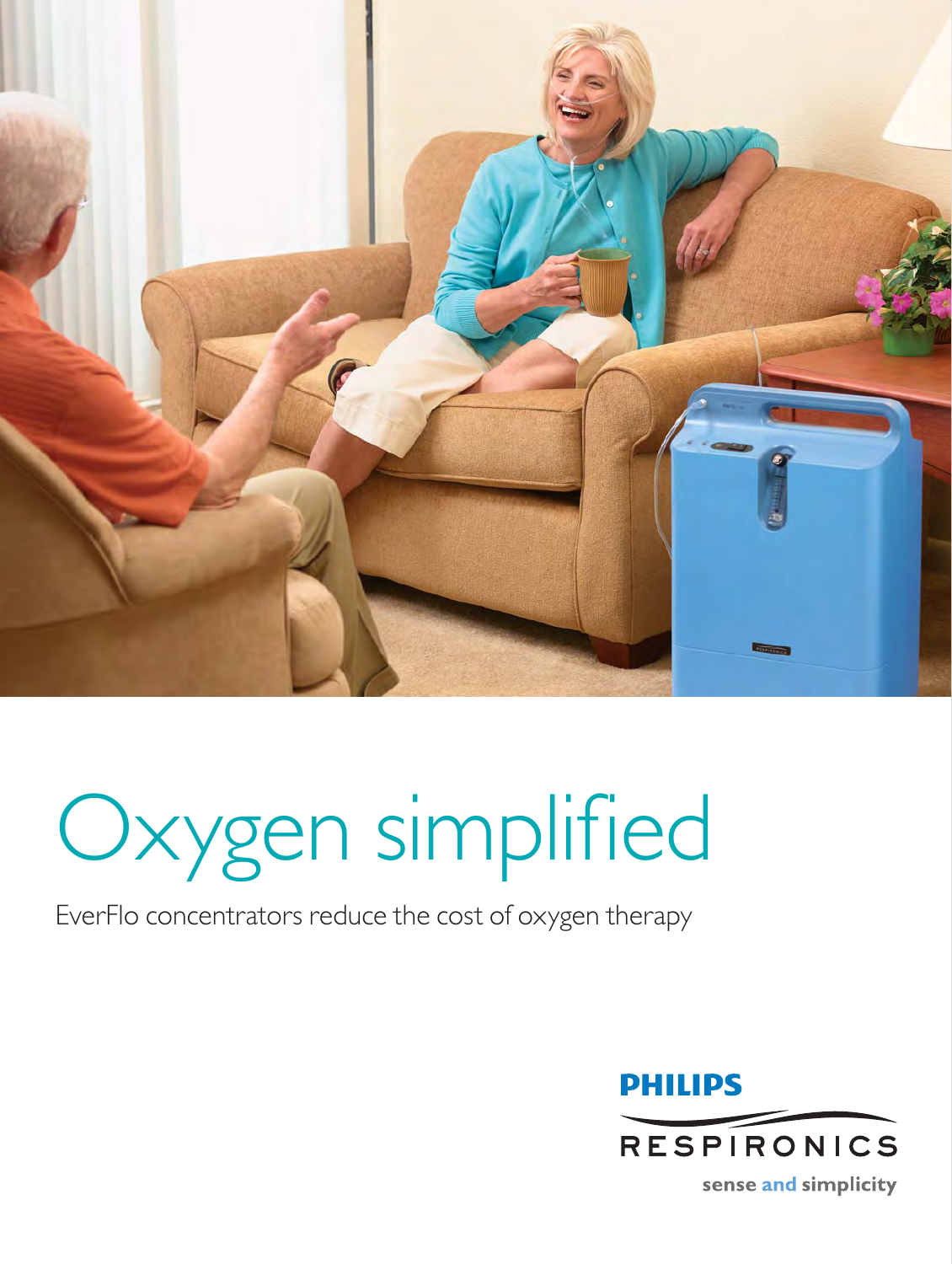# Oxygen simplified

EverFlo concentrators reduce the cost of oxygen therapy

PHILIPS

RESPIRONICS

sense and simplicity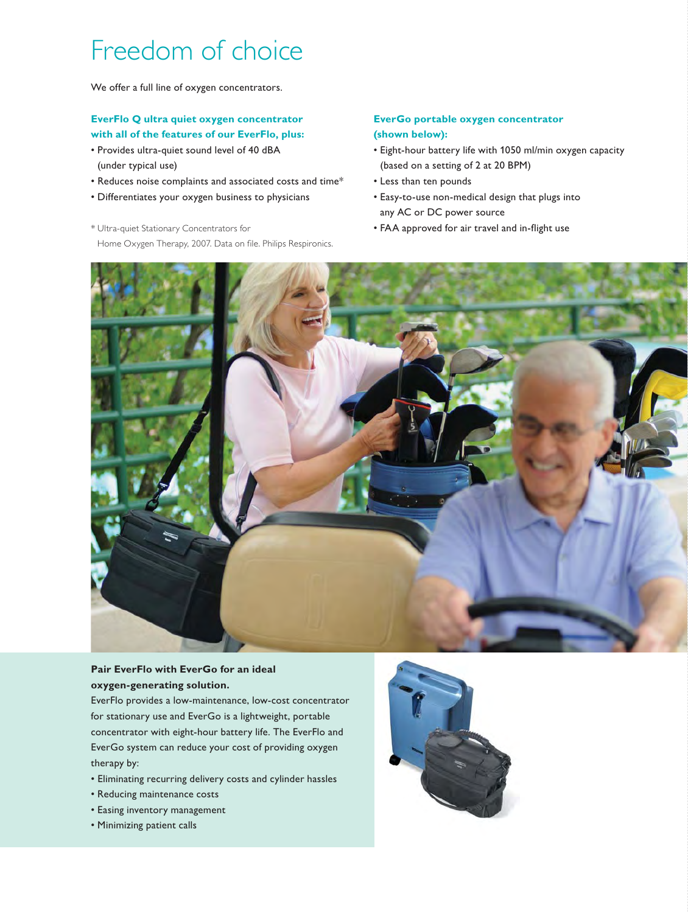# Freedom of choice

We offer a full line of oxygen concentrators.

**EverFlo Q ultra quiet oxygen concentrator with all of the features of our EverFlo, plus:**

- Provides ultra-quiet sound level of 40 dBA (under typical use)
- Reduces noise complaints and associated costs and time*
- Differentiates your oxygen business to physicians

* Ultra-quiet Stationary Concentrators for Home Oxygen Therapy, 2007. Data on file. Philips Respironics.

**EverGo portable oxygen concentrator (shown below):**

- Eight-hour battery life with 1050 ml/min oxygen capacity (based on a setting of 2 at 20 BPM)
- Less than ten pounds
- Easy-to-use non-medical design that plugs into any AC or DC power source
- FAA approved for air travel and in-flight use

**Pair EverFlo with EverGo for an ideal oxygen-generating solution.**

EverFlo provides a low-maintenance, low-cost concentrator for stationary use and EverGo is a lightweight, portable concentrator with eight-hour battery life. The EverFlo and EverGo system can reduce your cost of providing oxygen therapy by:

- Eliminating recurring delivery costs and cylinder hassles
- Reducing maintenance costs
- Easing inventory management
- Minimizing patient calls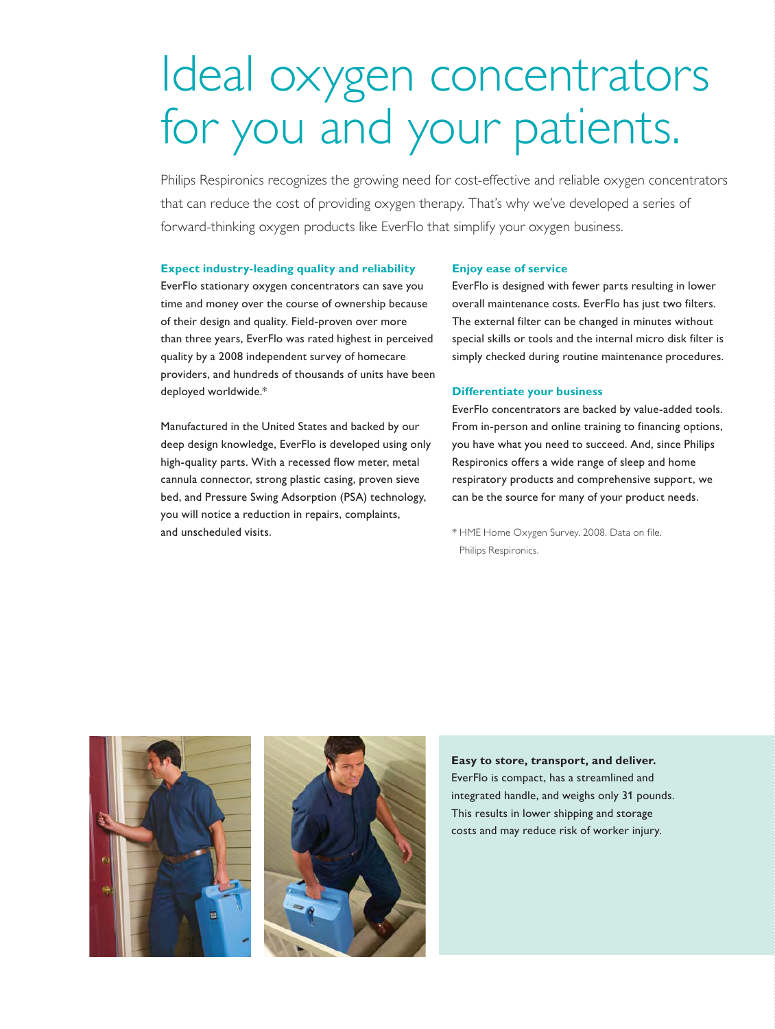# Ideal oxygen concentrators for you and your patients.

Philips Respironics recognizes the growing need for cost-effective and reliable oxygen concentrators that can reduce the cost of providing oxygen therapy. That's why we've developed a series of forward-thinking oxygen products like EverFlo that simplify your oxygen business.

### Expect industry-leading quality and reliability

EverFlo stationary oxygen concentrators can save you time and money over the course of ownership because of their design and quality. Field-proven over more than three years, EverFlo was rated highest in perceived quality by a 2008 independent survey of homecare providers, and hundreds of thousands of units have been deployed worldwide.*

Manufactured in the United States and backed by our deep design knowledge, EverFlo is developed using only high-quality parts. With a recessed flow meter, metal cannula connector, strong plastic casing, proven sieve bed, and Pressure Swing Adsorption (PSA) technology, you will notice a reduction in repairs, complaints, and unscheduled visits.

### Enjoy ease of service

EverFlo is designed with fewer parts resulting in lower overall maintenance costs. EverFlo has just two filters. The external filter can be changed in minutes without special skills or tools and the internal micro disk filter is simply checked during routine maintenance procedures.

### Differentiate your business

EverFlo concentrators are backed by value-added tools. From in-person and online training to financing options, you have what you need to succeed. And, since Philips Respironics offers a wide range of sleep and home respiratory products and comprehensive support, we can be the source for many of your product needs.

* HME Home Oxygen Survey. 2008. Data on file. Philips Respironics.

**Easy to store, transport, and deliver.**
EverFlo is compact, has a streamlined and integrated handle, and weighs only 31 pounds. This results in lower shipping and storage costs and may reduce risk of worker injury.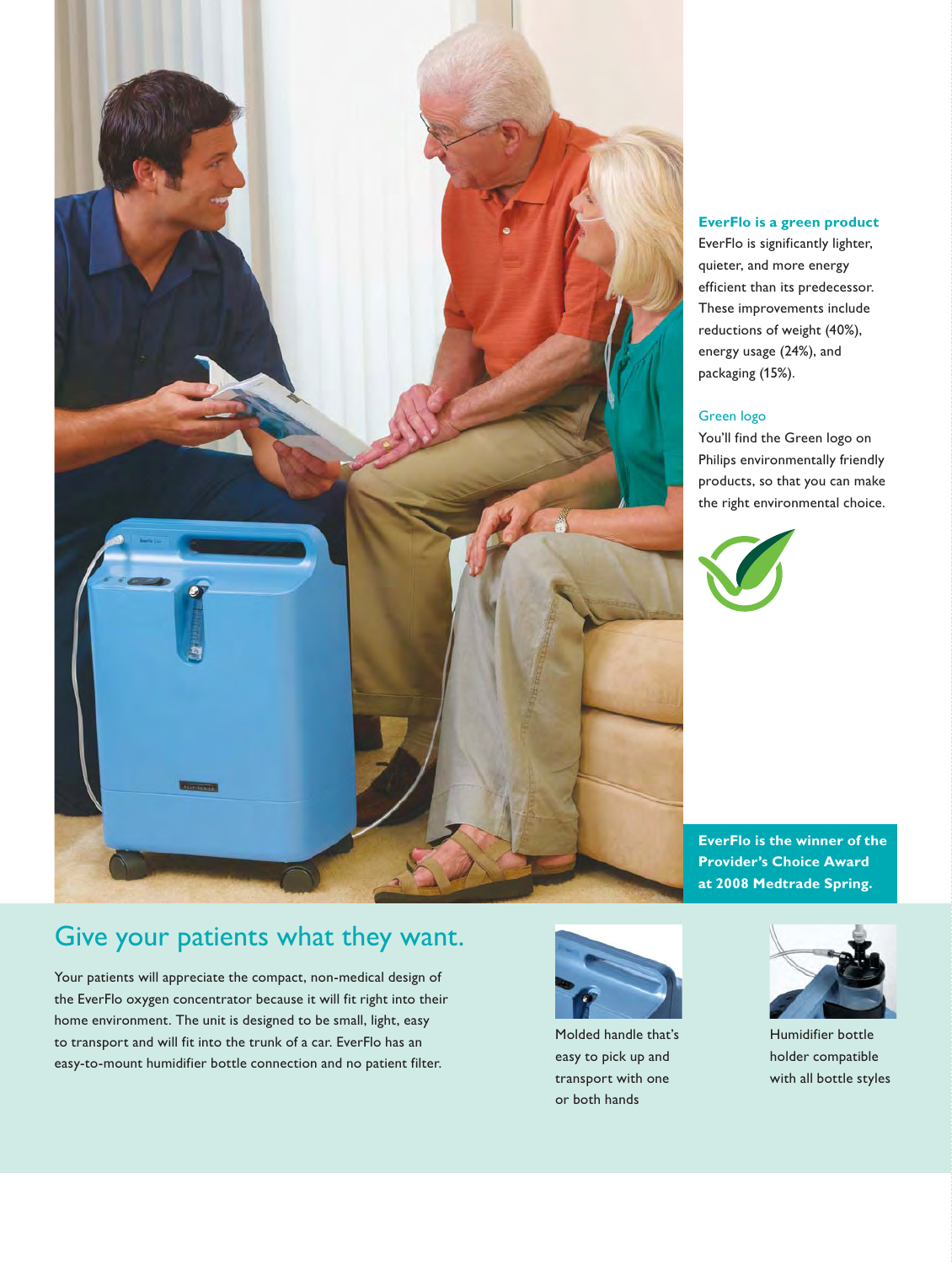### EverFlo is a green product

EverFlo is significantly lighter, quieter, and more energy efficient than its predecessor. These improvements include reductions of weight (40%), energy usage (24%), and packaging (15%).

#### Green logo

You'll find the Green logo on Philips environmentally friendly products, so that you can make the right environmental choice.

**EverFlo is the winner of the Provider's Choice Award at 2008 Medtrade Spring.**

## Give your patients what they want.

Your patients will appreciate the compact, non-medical design of the EverFlo oxygen concentrator because it will fit right into their home environment. The unit is designed to be small, light, easy to transport and will fit into the trunk of a car. EverFlo has an easy-to-mount humidifier bottle connection and no patient filter.

Molded handle that's easy to pick up and transport with one or both hands

Humidifier bottle holder compatible with all bottle styles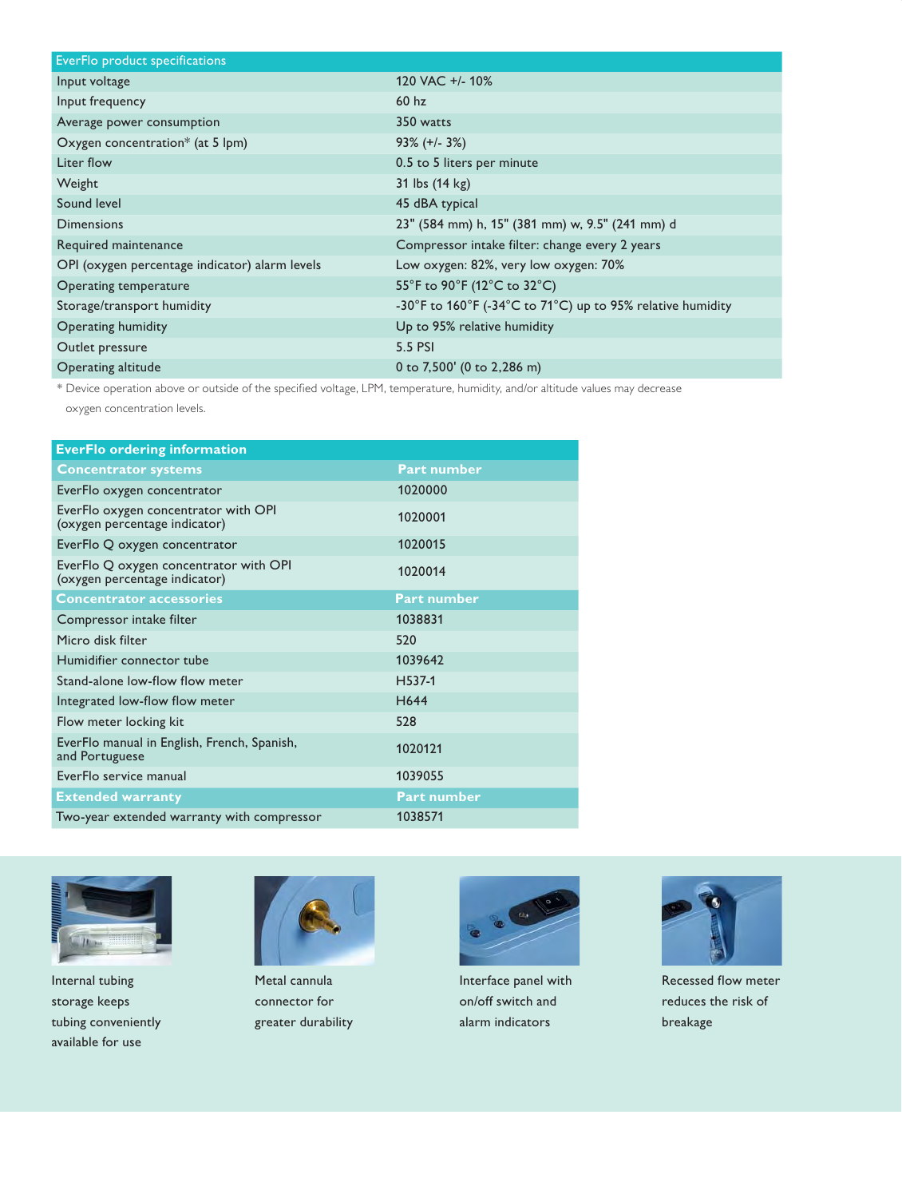| EverFlo product specifications | |
|---|---|
| Input voltage | 120 VAC +/- 10% |
| Input frequency | 60 hz |
| Average power consumption | 350 watts |
| Oxygen concentration* (at 5 lpm) | 93% (+/- 3%) |
| Liter flow | 0.5 to 5 liters per minute |
| Weight | 31 lbs (14 kg) |
| Sound level | 45 dBA typical |
| Dimensions | 23" (584 mm) h, 15" (381 mm) w, 9.5" (241 mm) d |
| Required maintenance | Compressor intake filter: change every 2 years |
| OPI (oxygen percentage indicator) alarm levels | Low oxygen: 82%, very low oxygen: 70% |
| Operating temperature | 55°F to 90°F (12°C to 32°C) |
| Storage/transport humidity | -30°F to 160°F (-34°C to 71°C) up to 95% relative humidity |
| Operating humidity | Up to 95% relative humidity |
| Outlet pressure | 5.5 PSI |
| Operating altitude | 0 to 7,500' (0 to 2,286 m) |

* Device operation above or outside of the specified voltage, LPM, temperature, humidity, and/or altitude values may decrease oxygen concentration levels.

| EverFlo ordering information | |
|---|---|
| **Concentrator systems** | **Part number** |
| EverFlo oxygen concentrator | 1020000 |
| EverFlo oxygen concentrator with OPI (oxygen percentage indicator) | 1020001 |
| EverFlo Q oxygen concentrator | 1020015 |
| EverFlo Q oxygen concentrator with OPI (oxygen percentage indicator) | 1020014 |
| **Concentrator accessories** | **Part number** |
| Compressor intake filter | 1038831 |
| Micro disk filter | 520 |
| Humidifier connector tube | 1039642 |
| Stand-alone low-flow flow meter | H537-1 |
| Integrated low-flow flow meter | H644 |
| Flow meter locking kit | 528 |
| EverFlo manual in English, French, Spanish, and Portuguese | 1020121 |
| EverFlo service manual | 1039055 |
| **Extended warranty** | **Part number** |
| Two-year extended warranty with compressor | 1038571 |

Internal tubing storage keeps tubing conveniently available for use

Metal cannula connector for greater durability

Interface panel with on/off switch and alarm indicators

Recessed flow meter reduces the risk of breakage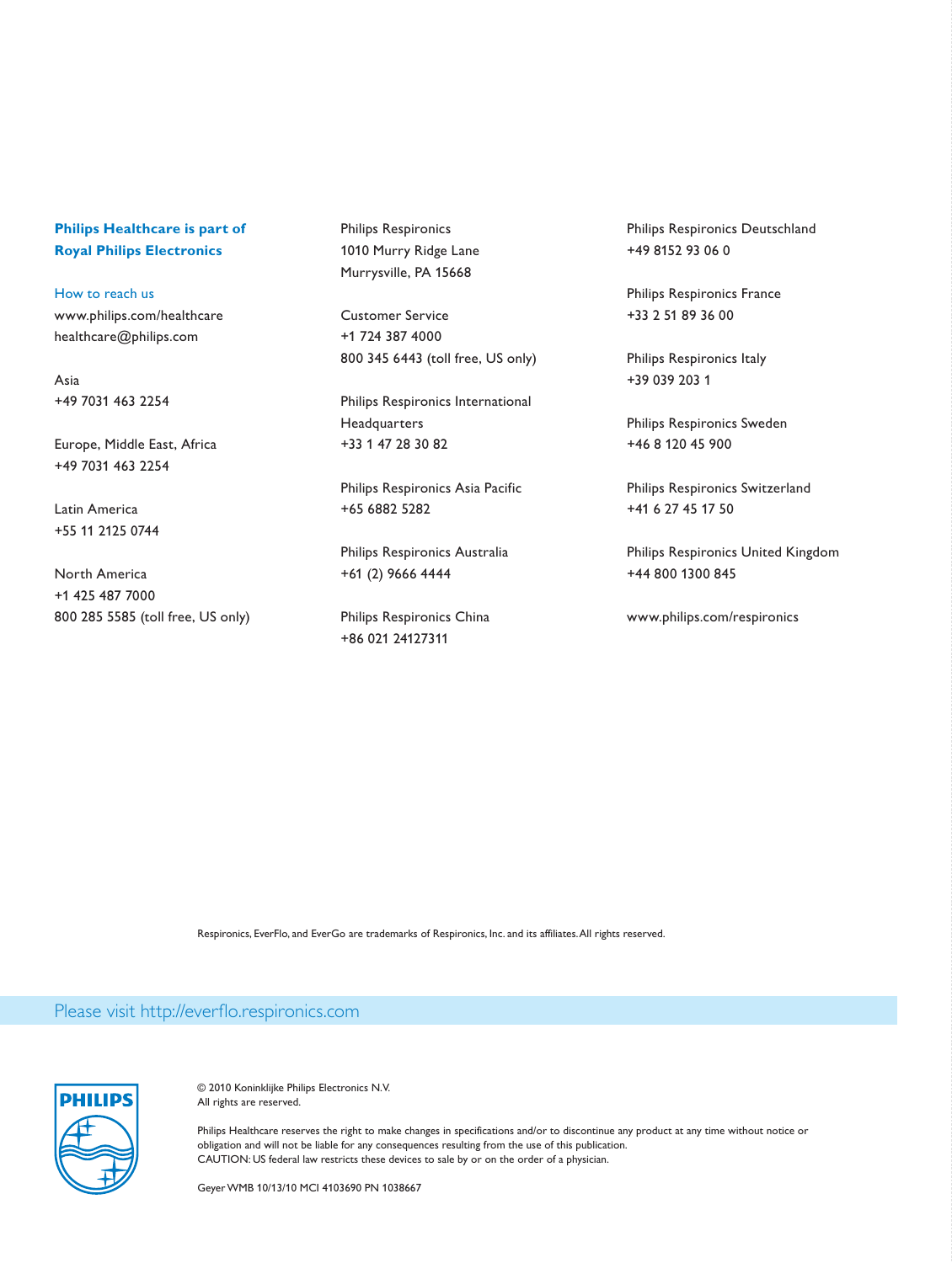**Philips Healthcare is part of Royal Philips Electronics**

How to reach us
www.philips.com/healthcare
healthcare@philips.com

Asia
+49 7031 463 2254

Europe, Middle East, Africa
+49 7031 463 2254

Latin America
+55 11 2125 0744

North America
+1 425 487 7000
800 285 5585 (toll free, US only)

Philips Respironics
1010 Murry Ridge Lane
Murrysville, PA 15668

Customer Service
+1 724 387 4000
800 345 6443 (toll free, US only)

Philips Respironics International Headquarters
+33 1 47 28 30 82

Philips Respironics Asia Pacific
+65 6882 5282

Philips Respironics Australia
+61 (2) 9666 4444

Philips Respironics China
+86 021 24127311

Philips Respironics Deutschland
+49 8152 93 06 0

Philips Respironics France
+33 2 51 89 36 00

Philips Respironics Italy
+39 039 203 1

Philips Respironics Sweden
+46 8 120 45 900

Philips Respironics Switzerland
+41 6 27 45 17 50

Philips Respironics United Kingdom
+44 800 1300 845

www.philips.com/respironics

Respironics, EverFlo, and EverGo are trademarks of Respironics, Inc. and its affiliates. All rights reserved.

Please visit http://everflo.respironics.com

PHILIPS

© 2010 Koninklijke Philips Electronics N.V.
All rights are reserved.

Philips Healthcare reserves the right to make changes in specifications and/or to discontinue any product at any time without notice or obligation and will not be liable for any consequences resulting from the use of this publication.
CAUTION: US federal law restricts these devices to sale by or on the order of a physician.

Geyer WMB 10/13/10 MCI 4103690 PN 1038667